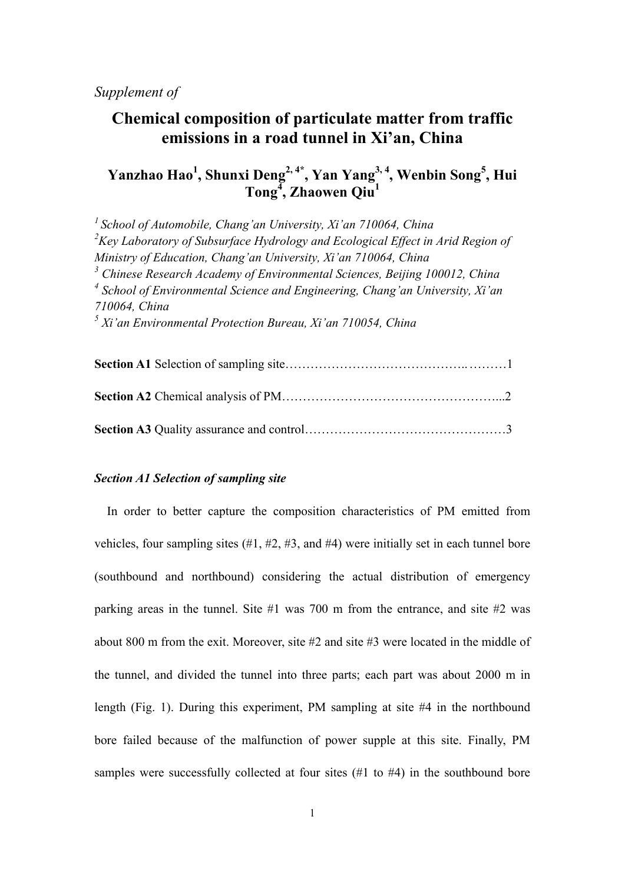*Supplement of*

# Chemical composition of particulate matter from traffic emissions in a road tunnel in Xi'an, China

**Yanzhao Hao[1], Shunxi Deng[2, 4*], Yan Yang[3, 4], Wenbin Song[5], Hui Tong[4], Zhaowen Qiu[1]**

*[1] School of Automobile, Chang'an University, Xi'an 710064, China*
*[2] Key Laboratory of Subsurface Hydrology and Ecological Effect in Arid Region of Ministry of Education, Chang'an University, Xi'an 710064, China*
*[3] Chinese Research Academy of Environmental Sciences, Beijing 100012, China*
*[4] School of Environmental Science and Engineering, Chang'an University, Xi'an 710064, China*
*[5] Xi'an Environmental Protection Bureau, Xi'an 710054, China*

**Section A1** Selection of sampling site……………………………………..………1

**Section A2** Chemical analysis of PM…………………………………………...2

**Section A3** Quality assurance and control………………………………………3

### *Section A1 Selection of sampling site*

In order to better capture the composition characteristics of PM emitted from vehicles, four sampling sites (#1, #2, #3, and #4) were initially set in each tunnel bore (southbound and northbound) considering the actual distribution of emergency parking areas in the tunnel. Site #1 was 700 m from the entrance, and site #2 was about 800 m from the exit. Moreover, site #2 and site #3 were located in the middle of the tunnel, and divided the tunnel into three parts; each part was about 2000 m in length (Fig. 1). During this experiment, PM sampling at site #4 in the northbound bore failed because of the malfunction of power supple at this site. Finally, PM samples were successfully collected at four sites (#1 to #4) in the southbound bore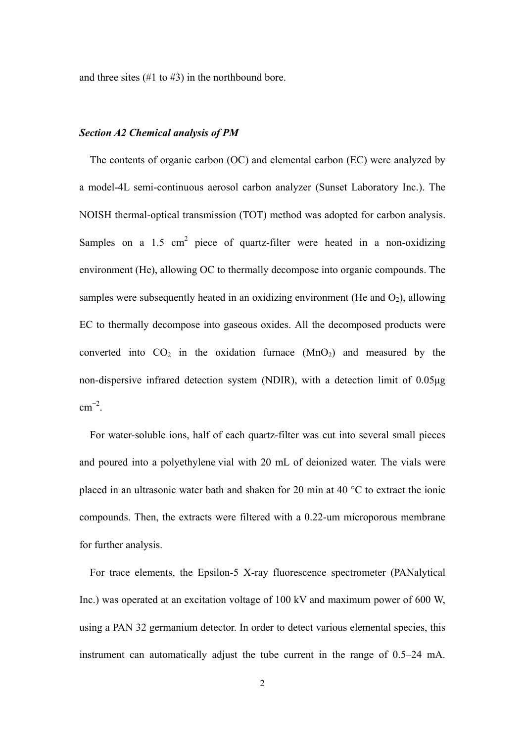and three sites (#1 to #3) in the northbound bore.

### *Section A2 Chemical analysis of PM*

The contents of organic carbon (OC) and elemental carbon (EC) were analyzed by a model-4L semi-continuous aerosol carbon analyzer (Sunset Laboratory Inc.). The NOISH thermal-optical transmission (TOT) method was adopted for carbon analysis. Samples on a 1.5 $cm^2$ piece of quartz-filter were heated in a non-oxidizing environment (He), allowing OC to thermally decompose into organic compounds. The samples were subsequently heated in an oxidizing environment (He and $O_2$), allowing EC to thermally decompose into gaseous oxides. All the decomposed products were converted into $CO_2$ in the oxidation furnace ($MnO_2$) and measured by the non-dispersive infrared detection system (NDIR), with a detection limit of 0.05μg $cm^{-2}$.

For water-soluble ions, half of each quartz-filter was cut into several small pieces and poured into a polyethylene vial with 20 mL of deionized water. The vials were placed in an ultrasonic water bath and shaken for 20 min at 40 °C to extract the ionic compounds. Then, the extracts were filtered with a 0.22-um microporous membrane for further analysis.

For trace elements, the Epsilon-5 X-ray fluorescence spectrometer (PANalytical Inc.) was operated at an excitation voltage of 100 kV and maximum power of 600 W, using a PAN 32 germanium detector. In order to detect various elemental species, this instrument can automatically adjust the tube current in the range of 0.5–24 mA.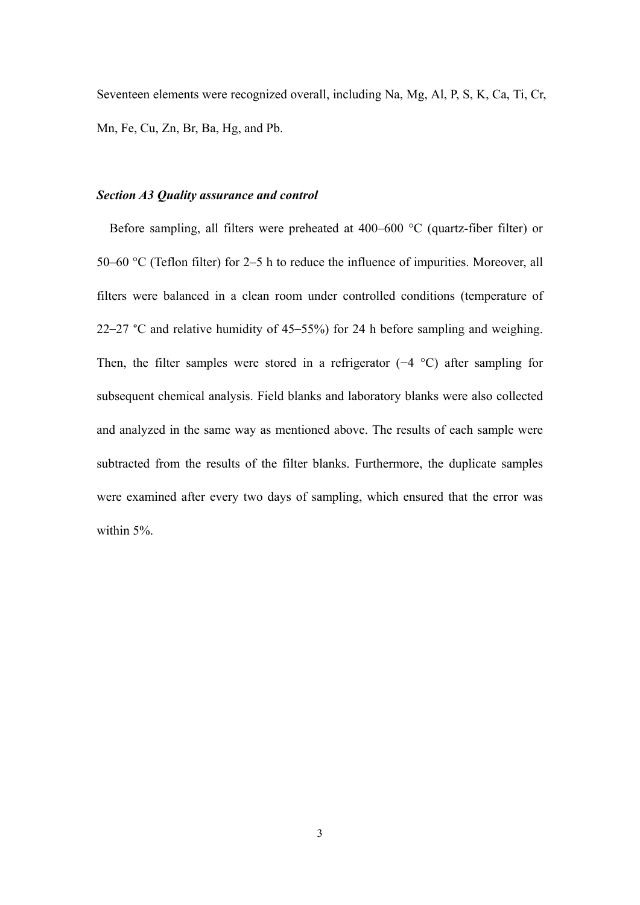Seventeen elements were recognized overall, including Na, Mg, Al, P, S, K, Ca, Ti, Cr, Mn, Fe, Cu, Zn, Br, Ba, Hg, and Pb.

### *Section A3 Quality assurance and control*

Before sampling, all filters were preheated at 400–600 °C (quartz-fiber filter) or 50–60 °C (Teflon filter) for 2–5 h to reduce the influence of impurities. Moreover, all filters were balanced in a clean room under controlled conditions (temperature of 22–27 °C and relative humidity of 45–55%) for 24 h before sampling and weighing. Then, the filter samples were stored in a refrigerator (−4 °C) after sampling for subsequent chemical analysis. Field blanks and laboratory blanks were also collected and analyzed in the same way as mentioned above. The results of each sample were subtracted from the results of the filter blanks. Furthermore, the duplicate samples were examined after every two days of sampling, which ensured that the error was within 5%.